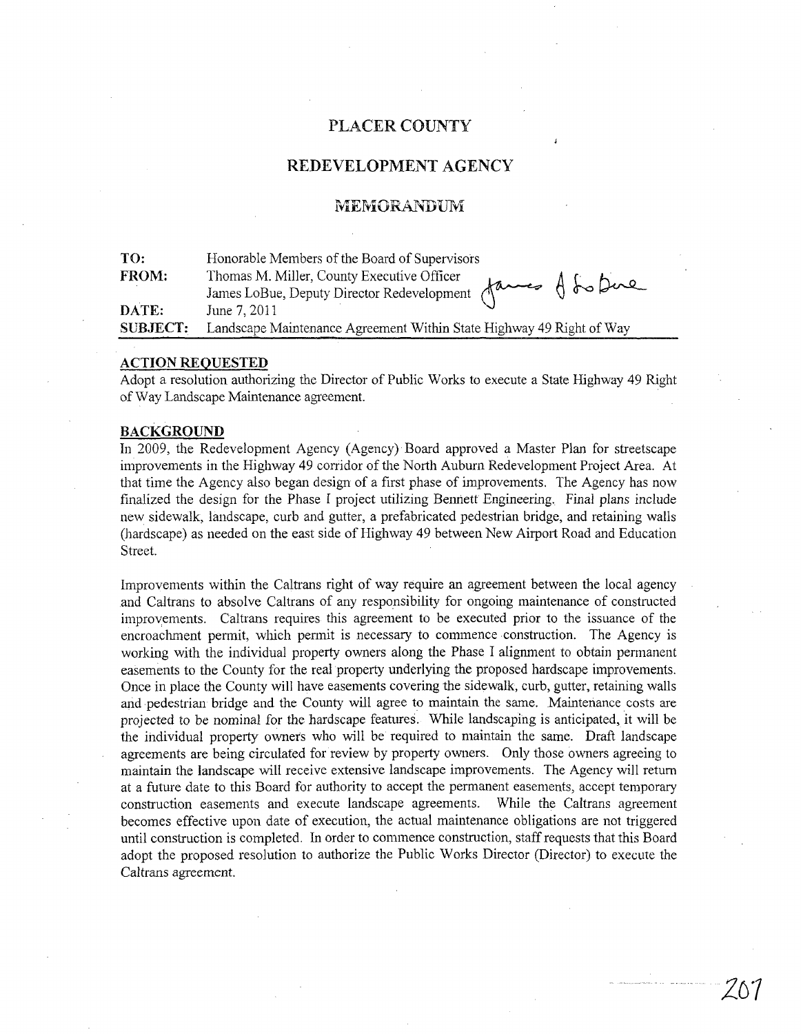# PLACER COUNTY

## REDEVELOPMENT AGENCY

### MEMORANDUM

**TO:** Honorable Members of the Board of Supervisors

**FROM:** Thomas M. Miller, County Executive Officer
James LoBue, Deputy Director Redevelopment

**DATE:** June 7, 2011

**SUBJECT:** Landscape Maintenance Agreement Within State Highway 49 Right of Way

---

**ACTION REQUESTED**

Adopt a resolution authorizing the Director of Public Works to execute a State Highway 49 Right of Way Landscape Maintenance agreement.

**BACKGROUND**

In 2009, the Redevelopment Agency (Agency) Board approved a Master Plan for streetscape improvements in the Highway 49 corridor of the North Auburn Redevelopment Project Area. At that time the Agency also began design of a first phase of improvements. The Agency has now finalized the design for the Phase I project utilizing Bennett Engineering. Final plans include new sidewalk, landscape, curb and gutter, a prefabricated pedestrian bridge, and retaining walls (hardscape) as needed on the east side of Highway 49 between New Airport Road and Education Street.

Improvements within the Caltrans right of way require an agreement between the local agency and Caltrans to absolve Caltrans of any responsibility for ongoing maintenance of constructed improvements. Caltrans requires this agreement to be executed prior to the issuance of the encroachment permit, which permit is necessary to commence construction. The Agency is working with the individual property owners along the Phase I alignment to obtain permanent easements to the County for the real property underlying the proposed hardscape improvements. Once in place the County will have easements covering the sidewalk, curb, gutter, retaining walls and pedestrian bridge and the County will agree to maintain the same. Maintenance costs are projected to be nominal for the hardscape features. While landscaping is anticipated, it will be the individual property owners who will be required to maintain the same. Draft landscape agreements are being circulated for review by property owners. Only those owners agreeing to maintain the landscape will receive extensive landscape improvements. The Agency will return at a future date to this Board for authority to accept the permanent easements, accept temporary construction easements and execute landscape agreements. While the Caltrans agreement becomes effective upon date of execution, the actual maintenance obligations are not triggered until construction is completed. In order to commence construction, staff requests that this Board adopt the proposed resolution to authorize the Public Works Director (Director) to execute the Caltrans agreement.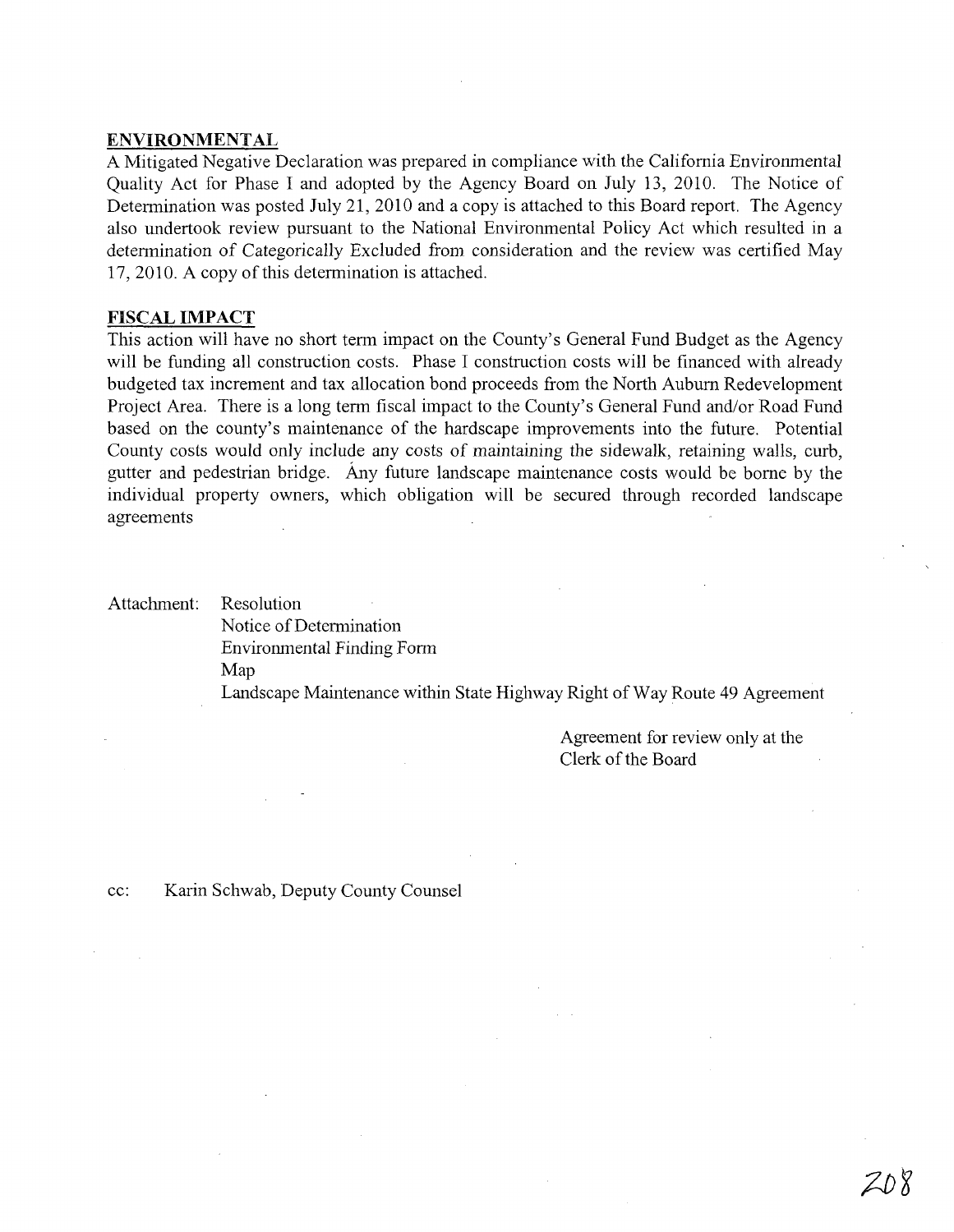## ENVIRONMENTAL

A Mitigated Negative Declaration was prepared in compliance with the California Environmental Quality Act for Phase I and adopted by the Agency Board on July 13, 2010. The Notice of Determination was posted July 21, 2010 and a copy is attached to this Board report. The Agency also undertook review pursuant to the National Environmental Policy Act which resulted in a determination of Categorically Excluded from consideration and the review was certified May 17, 2010. A copy of this determination is attached.

## FISCAL IMPACT

This action will have no short term impact on the County's General Fund Budget as the Agency will be funding all construction costs. Phase I construction costs will be financed with already budgeted tax increment and tax allocation bond proceeds from the North Auburn Redevelopment Project Area. There is a long term fiscal impact to the County's General Fund and/or Road Fund based on the county's maintenance of the hardscape improvements into the future. Potential County costs would only include any costs of maintaining the sidewalk, retaining walls, curb, gutter and pedestrian bridge. Any future landscape maintenance costs would be borne by the individual property owners, which obligation will be secured through recorded landscape agreements

Attachment: Resolution
Notice of Determination
Environmental Finding Form
Map
Landscape Maintenance within State Highway Right of Way Route 49 Agreement

Agreement for review only at the Clerk of the Board

cc: Karin Schwab, Deputy County Counsel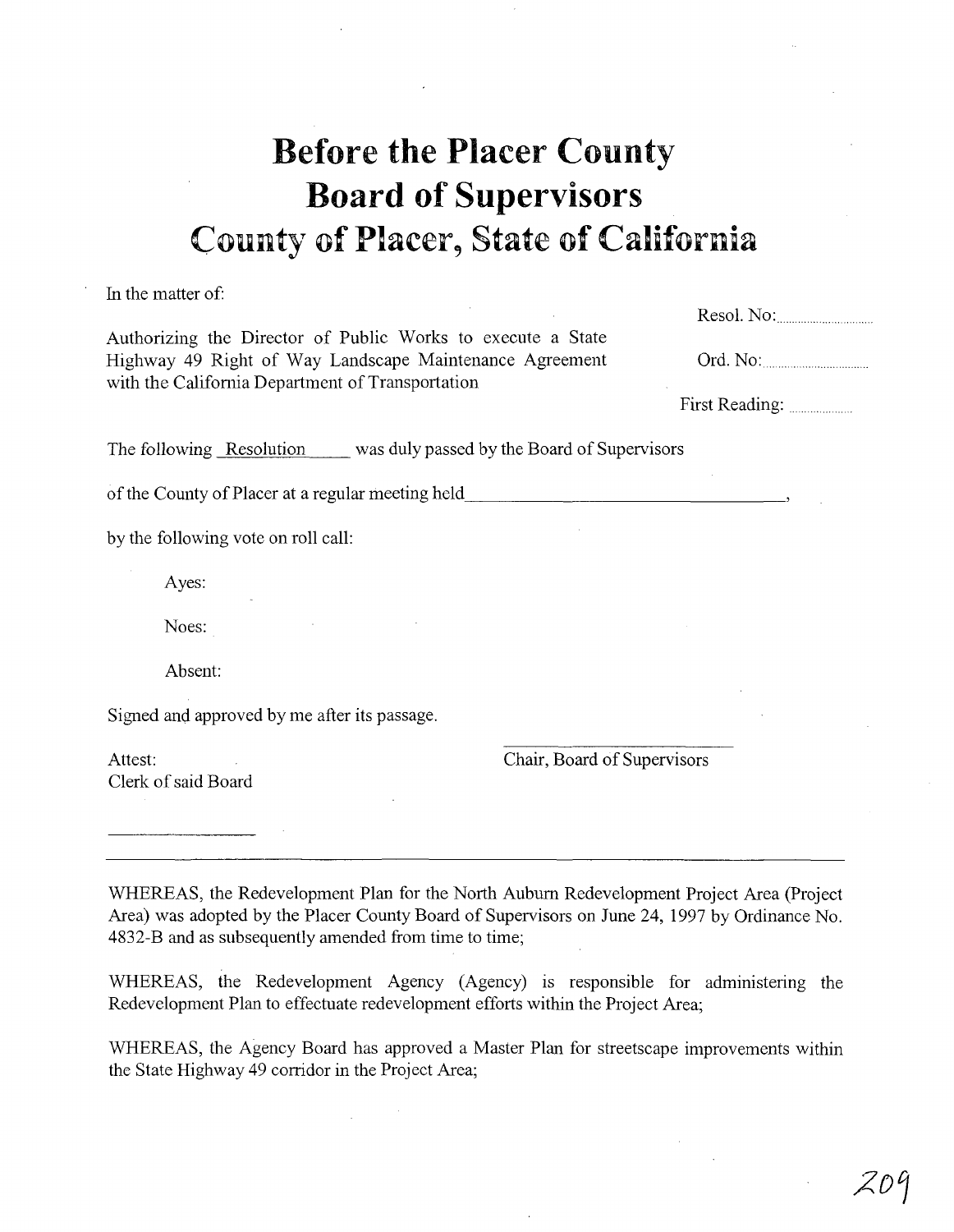# Before the Placer County Board of Supervisors County of Placer, State of California

In the matter of:

Authorizing the Director of Public Works to execute a State Highway 49 Right of Way Landscape Maintenance Agreement with the California Department of Transportation

Resol. No:..............................

Ord. No:..............................

First Reading: ....................

The following Resolution was duly passed by the Board of Supervisors

of the County of Placer at a regular meeting held________________________________,

by the following vote on roll call:

Ayes:

Noes:

Absent:

Signed and approved by me after its passage.

Attest:
Clerk of said Board

Chair, Board of Supervisors

---

WHEREAS, the Redevelopment Plan for the North Auburn Redevelopment Project Area (Project Area) was adopted by the Placer County Board of Supervisors on June 24, 1997 by Ordinance No. 4832-B and as subsequently amended from time to time;

WHEREAS, the Redevelopment Agency (Agency) is responsible for administering the Redevelopment Plan to effectuate redevelopment efforts within the Project Area;

WHEREAS, the Agency Board has approved a Master Plan for streetscape improvements within the State Highway 49 corridor in the Project Area;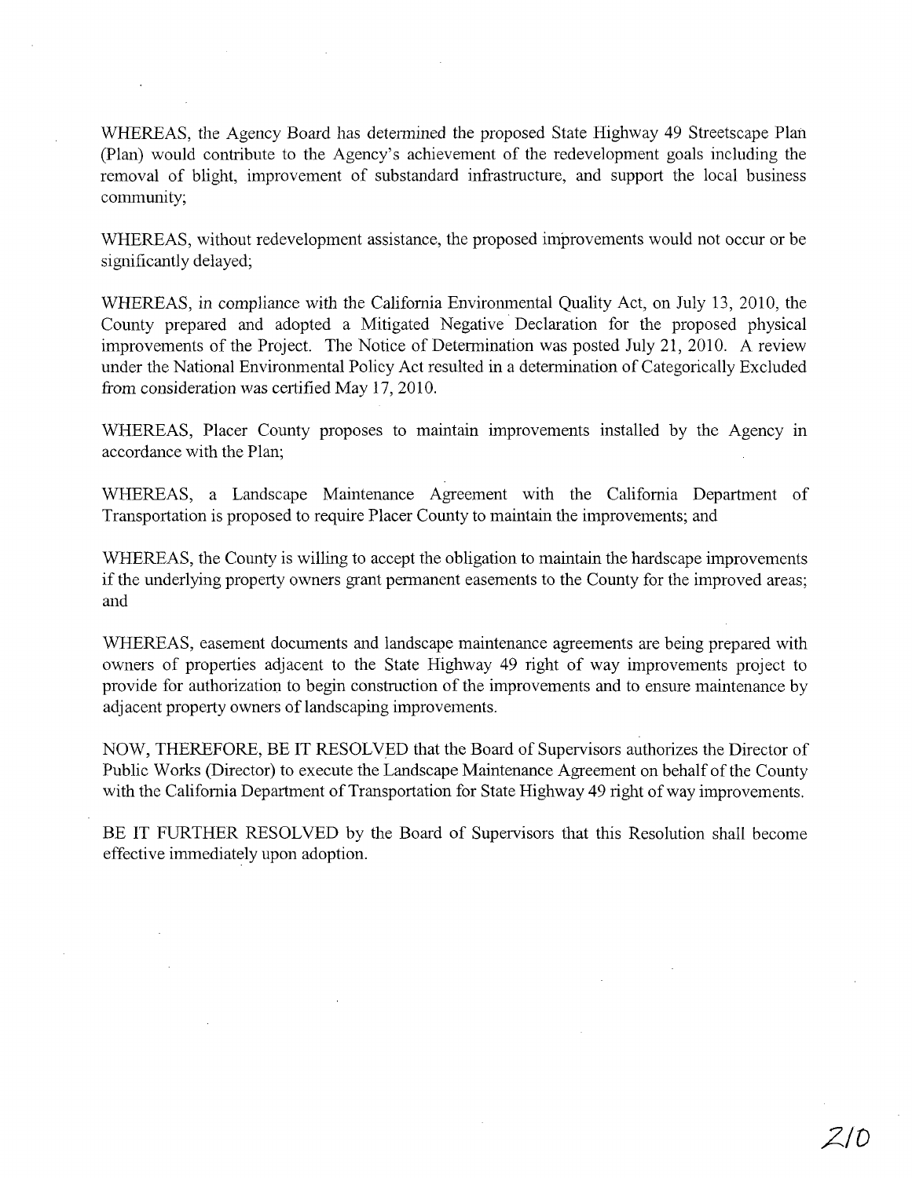WHEREAS, the Agency Board has determined the proposed State Highway 49 Streetscape Plan (Plan) would contribute to the Agency's achievement of the redevelopment goals including the removal of blight, improvement of substandard infrastructure, and support the local business community;

WHEREAS, without redevelopment assistance, the proposed improvements would not occur or be significantly delayed;

WHEREAS, in compliance with the California Environmental Quality Act, on July 13, 2010, the County prepared and adopted a Mitigated Negative Declaration for the proposed physical improvements of the Project. The Notice of Determination was posted July 21, 2010. A review under the National Environmental Policy Act resulted in a determination of Categorically Excluded from consideration was certified May 17, 2010.

WHEREAS, Placer County proposes to maintain improvements installed by the Agency in accordance with the Plan;

WHEREAS, a Landscape Maintenance Agreement with the California Department of Transportation is proposed to require Placer County to maintain the improvements; and

WHEREAS, the County is willing to accept the obligation to maintain the hardscape improvements if the underlying property owners grant permanent easements to the County for the improved areas; and

WHEREAS, easement documents and landscape maintenance agreements are being prepared with owners of properties adjacent to the State Highway 49 right of way improvements project to provide for authorization to begin construction of the improvements and to ensure maintenance by adjacent property owners of landscaping improvements.

NOW, THEREFORE, BE IT RESOLVED that the Board of Supervisors authorizes the Director of Public Works (Director) to execute the Landscape Maintenance Agreement on behalf of the County with the California Department of Transportation for State Highway 49 right of way improvements.

BE IT FURTHER RESOLVED by the Board of Supervisors that this Resolution shall become effective immediately upon adoption.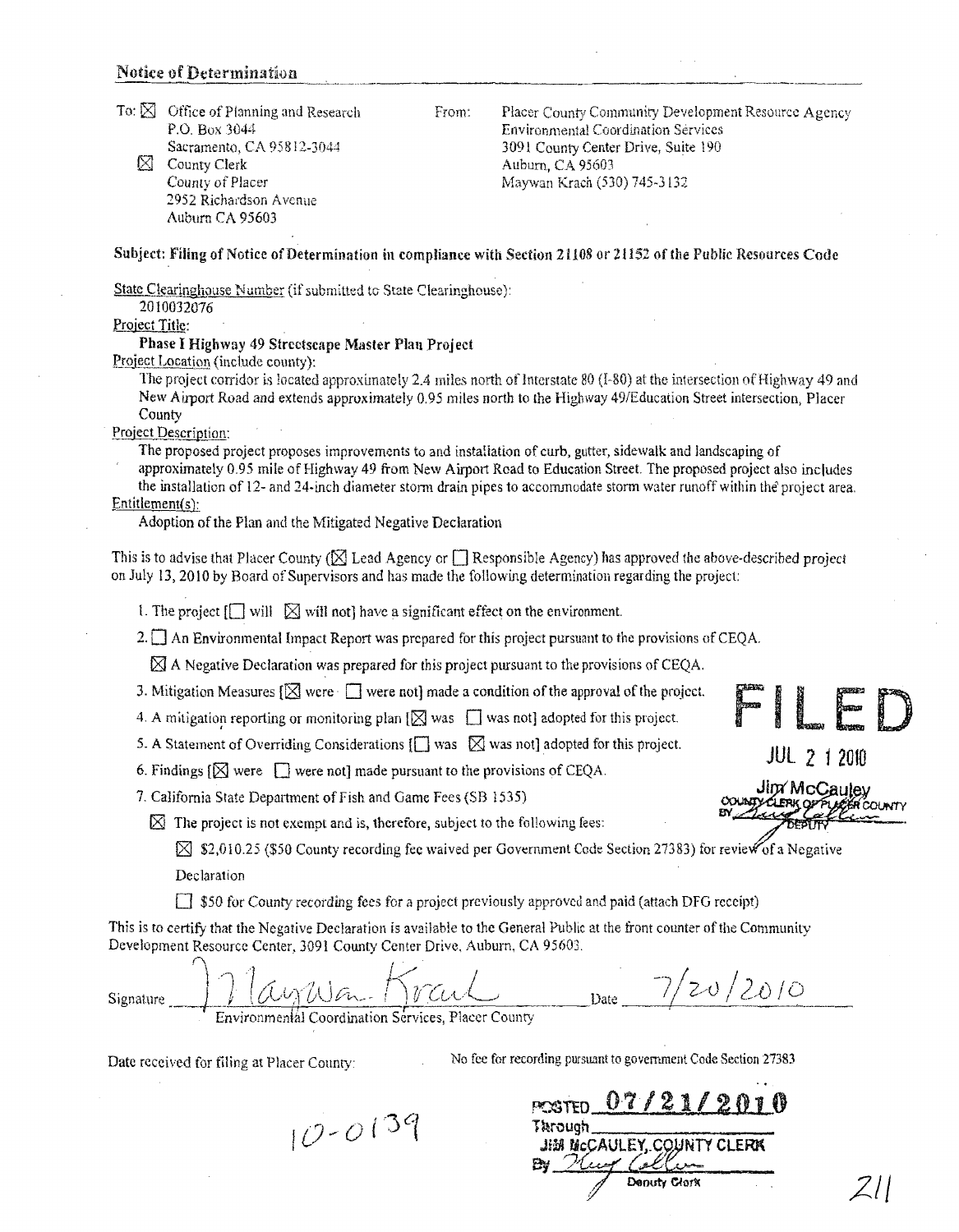## Notice of Determination

To: ☒ Office of Planning and Research
P.O. Box 3044
Sacramento, CA 95812-3044
☒ County Clerk
County of Placer
2952 Richardson Avenue
Auburn CA 95603

From: Placer County Community Development Resource Agency
Environmental Coordination Services
3091 County Center Drive, Suite 190
Auburn, CA 95603
Maywan Krach (530) 745-3132

**Subject: Filing of Notice of Determination in compliance with Section 21108 or 21152 of the Public Resources Code**

State Clearinghouse Number (if submitted to State Clearinghouse):
2010032076

Project Title:
**Phase I Highway 49 Streetscape Master Plan Project**

Project Location (include county):
The project corridor is located approximately 2.4 miles north of Interstate 80 (I-80) at the intersection of Highway 49 and New Airport Road and extends approximately 0.95 miles north to the Highway 49/Education Street intersection, Placer County

Project Description:
The proposed project proposes improvements to and installation of curb, gutter, sidewalk and landscaping of approximately 0.95 mile of Highway 49 from New Airport Road to Education Street. The proposed project also includes the installation of 12- and 24-inch diameter storm drain pipes to accommodate storm water runoff within the project area.

Entitlement(s):
Adoption of the Plan and the Mitigated Negative Declaration

This is to advise that Placer County (☒ Lead Agency or ☐ Responsible Agency) has approved the above-described project on July 13, 2010 by Board of Supervisors and has made the following determination regarding the project:

1. The project [☐ will ☒ will not] have a significant effect on the environment.
2. ☐ An Environmental Impact Report was prepared for this project pursuant to the provisions of CEQA.
   ☒ A Negative Declaration was prepared for this project pursuant to the provisions of CEQA.
3. Mitigation Measures [☒ were ☐ were not] made a condition of the approval of the project.
4. A mitigation reporting or monitoring plan [☒ was ☐ was not] adopted for this project.
5. A Statement of Overriding Considerations [☐ was ☒ was not] adopted for this project.
6. Findings [☒ were ☐ were not] made pursuant to the provisions of CEQA.
7. California State Department of Fish and Game Fees (SB 1535)
   ☒ The project is not exempt and is, therefore, subject to the following fees:
   ☒ $2,010.25 ($50 County recording fee waived per Government Code Section 27383) for review of a Negative Declaration
   ☐ $50 for County recording fees for a project previously approved and paid (attach DFG receipt)

FILED
JUL 21 2010
Jim McCauley
COUNTY CLERK OF PLACER COUNTY
BY [signature] DEPUTY

This is to certify that the Negative Declaration is available to the General Public at the front counter of the Community Development Resource Center, 3091 County Center Drive, Auburn, CA 95603.

Signature [signature: Maywan Krach] Date 7/20/2010
Environmental Coordination Services, Placer County

Date received for filing at Placer County:

No fee for recording pursuant to government Code Section 27383

10-0139

POSTED 07/21/2010
Through
JIM McCAULEY, COUNTY CLERK
By [signature]
Deputy Clerk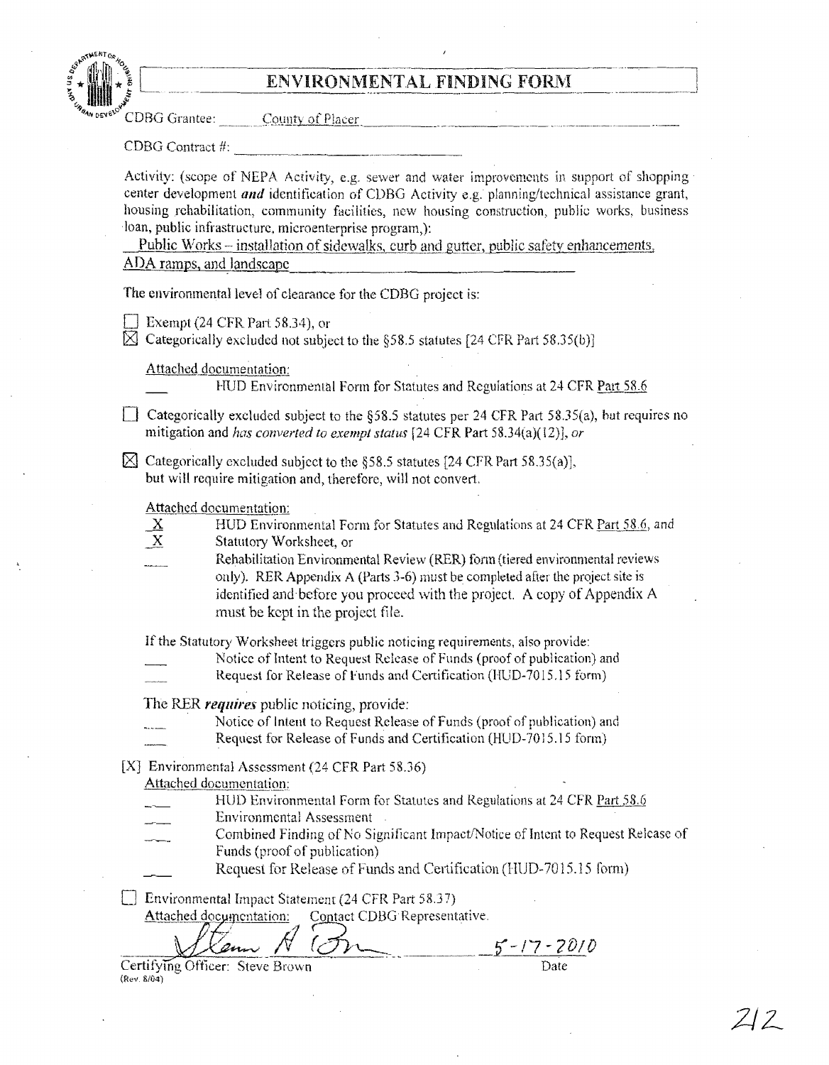# ENVIRONMENTAL FINDING FORM

CDBG Grantee: County of Placer

CDBG Contract #: ______________________

Activity: (scope of NEPA Activity, e.g. sewer and water improvements in support of shopping center development *and* identification of CDBG Activity e.g. planning/technical assistance grant, housing rehabilitation, community facilities, new housing construction, public works, business loan, public infrastructure, microenterprise program,):

Public Works – installation of sidewalks, curb and gutter, public safety enhancements, ADA ramps, and landscape

The environmental level of clearance for the CDBG project is:

☐ Exempt (24 CFR Part 58.34), or

☒ Categorically excluded not subject to the §58.5 statutes [24 CFR Part 58.35(b)]

Attached documentation:

___ HUD Environmental Form for Statutes and Regulations at 24 CFR Part 58.6

☐ Categorically excluded subject to the §58.5 statutes per 24 CFR Part 58.35(a), but requires no mitigation and *has converted to exempt status* [24 CFR Part 58.34(a)(12)], *or*

☒ Categorically excluded subject to the §58.5 statutes [24 CFR Part 58.35(a)], but will require mitigation and, therefore, will not convert.

Attached documentation:

_X_ HUD Environmental Form for Statutes and Regulations at 24 CFR Part 58.6, and

_X_ Statutory Worksheet, or

___ Rehabilitation Environmental Review (RER) form (tiered environmental reviews only). RER Appendix A (Parts 3-6) must be completed after the project site is identified and before you proceed with the project. A copy of Appendix A must be kept in the project file.

If the Statutory Worksheet triggers public noticing requirements, also provide:

___ Notice of Intent to Request Release of Funds (proof of publication) and

___ Request for Release of Funds and Certification (HUD-7015.15 form)

The RER ***requires*** public noticing, provide:

___ Notice of Intent to Request Release of Funds (proof of publication) and

___ Request for Release of Funds and Certification (HUD-7015.15 form)

[X] Environmental Assessment (24 CFR Part 58.36)

Attached documentation:

___ HUD Environmental Form for Statutes and Regulations at 24 CFR Part 58.6

___ Environmental Assessment

___ Combined Finding of No Significant Impact/Notice of Intent to Request Release of Funds (proof of publication)

___ Request for Release of Funds and Certification (HUD-7015.15 form)

☐ Environmental Impact Statement (24 CFR Part 58.37)

Attached documentation: Contact CDBG Representative.

[Signature] 5-17-2010

Certifying Officer: Steve Brown — Date

(Rev. 8/04)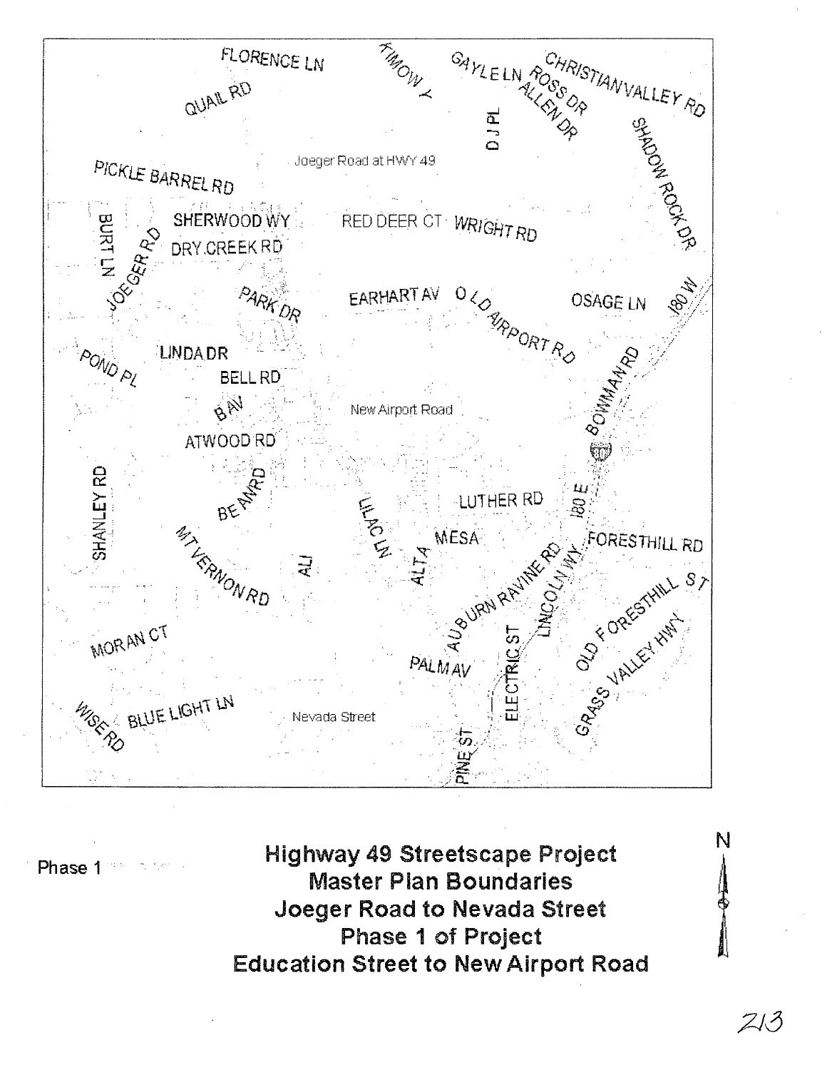FLORENCE LN

KIMOW Y

GAYLE LN

ROSS DR

ALLEN DR

CHRISTIAN VALLEY RD

QUAIL RD

D J PL

SHADOW ROCK DR

Joeger Road at HWY 49

PICKLE BARREL RD

SHERWOOD WY

RED DEER CT

WRIGHT RD

BURT LN

JOEGER RD

DRY CREEK RD

PARK DR

EARHART AV

OLD AIRPORT RD

OSAGE LN

I80 W

POND PL

LINDA DR

BELL RD

BOWMAN RD

B AV

New Airport Road

ATWOOD RD

SHANLEY RD

BEAN RD

LILAC LN

LUTHER RD

I80 E

MT VERNON RD

ALI

ALTA

MESA

FORESTHILL RD

AUBURN RAVINE RD

LINCOLN WY

OLD FORESTHILL ST

MORAN CT

ELECTRIC ST

GRASS VALLEY HWY

PALM AV

WISE RD

BLUE LIGHT LN

Nevada Street

PINE ST

N

Phase 1

**Highway 49 Streetscape Project**
**Master Plan Boundaries**
**Joeger Road to Nevada Street**
**Phase 1 of Project**
**Education Street to New Airport Road**